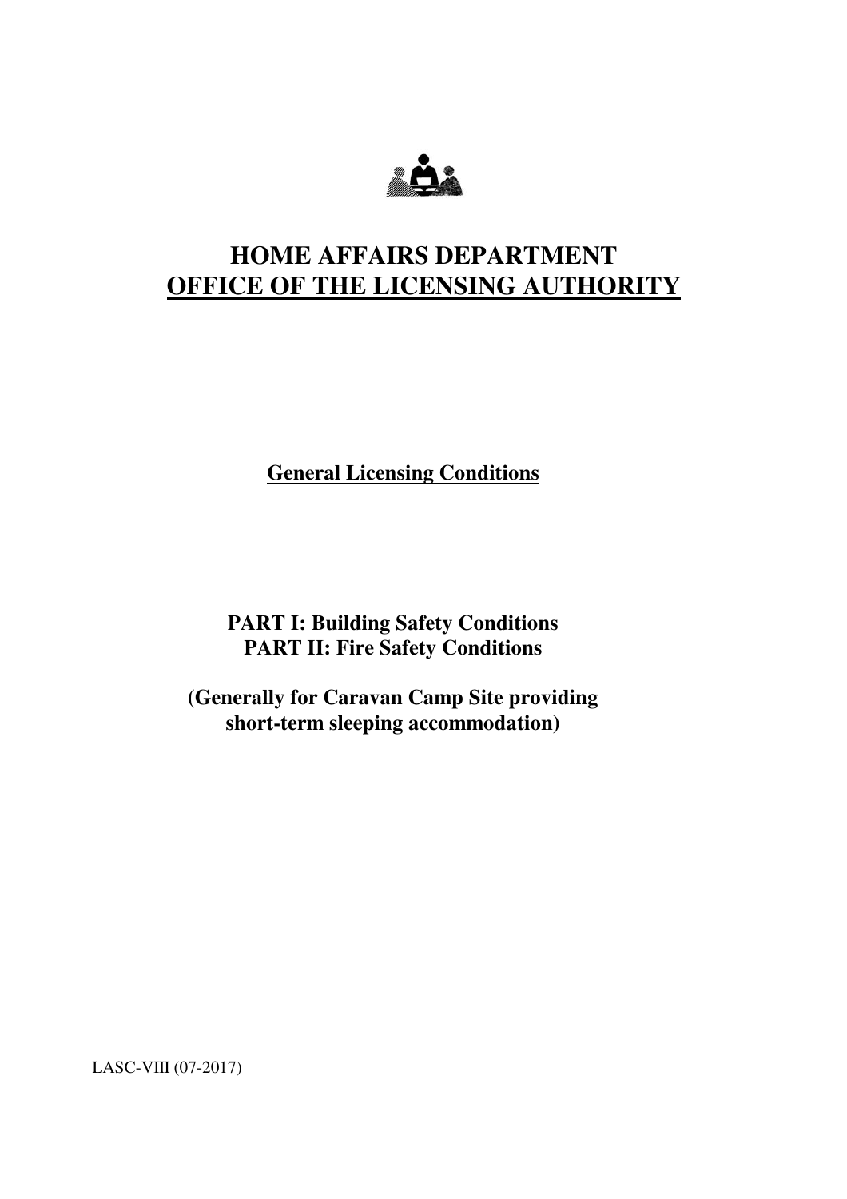# HOME AFFAIRS DEPARTMENT
# OFFICE OF THE LICENSING AUTHORITY

**General Licensing Conditions**

**PART I: Building Safety Conditions**
**PART II: Fire Safety Conditions**

**(Generally for Caravan Camp Site providing short-term sleeping accommodation)**

LASC-VIII (07-2017)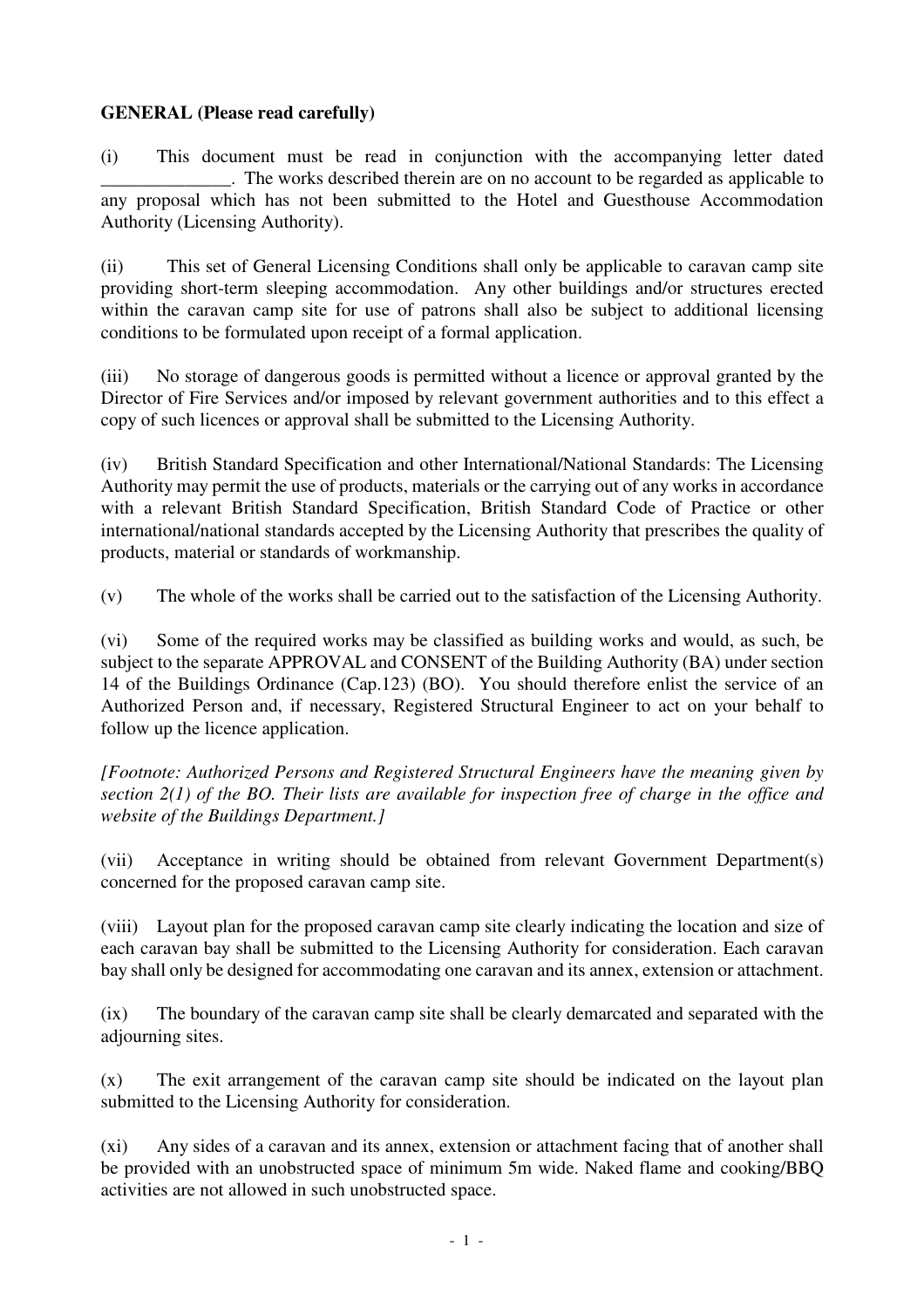**GENERAL (Please read carefully)**

(i) This document must be read in conjunction with the accompanying letter dated ______________. The works described therein are on no account to be regarded as applicable to any proposal which has not been submitted to the Hotel and Guesthouse Accommodation Authority (Licensing Authority).

(ii) This set of General Licensing Conditions shall only be applicable to caravan camp site providing short-term sleeping accommodation. Any other buildings and/or structures erected within the caravan camp site for use of patrons shall also be subject to additional licensing conditions to be formulated upon receipt of a formal application.

(iii) No storage of dangerous goods is permitted without a licence or approval granted by the Director of Fire Services and/or imposed by relevant government authorities and to this effect a copy of such licences or approval shall be submitted to the Licensing Authority.

(iv) British Standard Specification and other International/National Standards: The Licensing Authority may permit the use of products, materials or the carrying out of any works in accordance with a relevant British Standard Specification, British Standard Code of Practice or other international/national standards accepted by the Licensing Authority that prescribes the quality of products, material or standards of workmanship.

(v) The whole of the works shall be carried out to the satisfaction of the Licensing Authority.

(vi) Some of the required works may be classified as building works and would, as such, be subject to the separate APPROVAL and CONSENT of the Building Authority (BA) under section 14 of the Buildings Ordinance (Cap.123) (BO). You should therefore enlist the service of an Authorized Person and, if necessary, Registered Structural Engineer to act on your behalf to follow up the licence application.

*[Footnote: Authorized Persons and Registered Structural Engineers have the meaning given by section 2(1) of the BO. Their lists are available for inspection free of charge in the office and website of the Buildings Department.]*

(vii) Acceptance in writing should be obtained from relevant Government Department(s) concerned for the proposed caravan camp site.

(viii) Layout plan for the proposed caravan camp site clearly indicating the location and size of each caravan bay shall be submitted to the Licensing Authority for consideration. Each caravan bay shall only be designed for accommodating one caravan and its annex, extension or attachment.

(ix) The boundary of the caravan camp site shall be clearly demarcated and separated with the adjourning sites.

(x) The exit arrangement of the caravan camp site should be indicated on the layout plan submitted to the Licensing Authority for consideration.

(xi) Any sides of a caravan and its annex, extension or attachment facing that of another shall be provided with an unobstructed space of minimum 5m wide. Naked flame and cooking/BBQ activities are not allowed in such unobstructed space.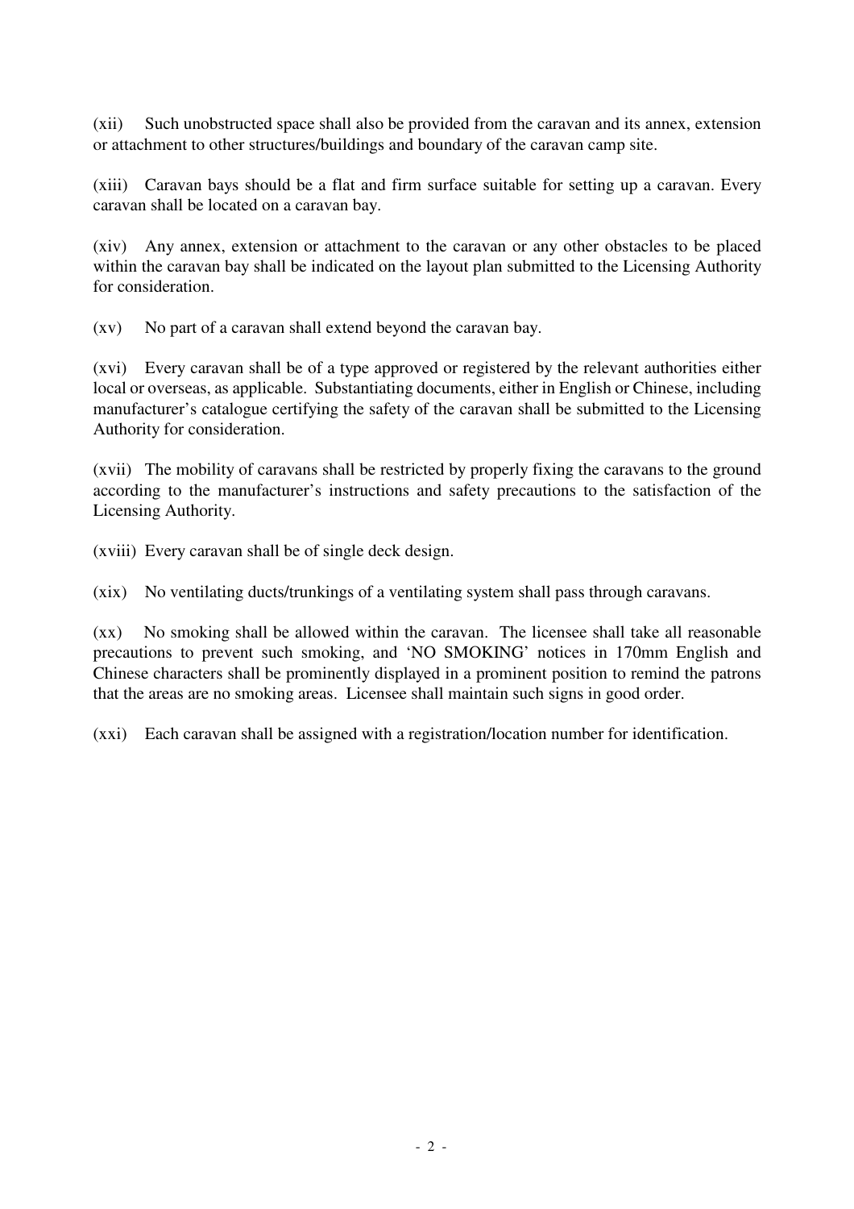(xii) Such unobstructed space shall also be provided from the caravan and its annex, extension or attachment to other structures/buildings and boundary of the caravan camp site.

(xiii) Caravan bays should be a flat and firm surface suitable for setting up a caravan. Every caravan shall be located on a caravan bay.

(xiv) Any annex, extension or attachment to the caravan or any other obstacles to be placed within the caravan bay shall be indicated on the layout plan submitted to the Licensing Authority for consideration.

(xv) No part of a caravan shall extend beyond the caravan bay.

(xvi) Every caravan shall be of a type approved or registered by the relevant authorities either local or overseas, as applicable. Substantiating documents, either in English or Chinese, including manufacturer's catalogue certifying the safety of the caravan shall be submitted to the Licensing Authority for consideration.

(xvii) The mobility of caravans shall be restricted by properly fixing the caravans to the ground according to the manufacturer's instructions and safety precautions to the satisfaction of the Licensing Authority.

(xviii) Every caravan shall be of single deck design.

(xix) No ventilating ducts/trunkings of a ventilating system shall pass through caravans.

(xx) No smoking shall be allowed within the caravan. The licensee shall take all reasonable precautions to prevent such smoking, and 'NO SMOKING' notices in 170mm English and Chinese characters shall be prominently displayed in a prominent position to remind the patrons that the areas are no smoking areas. Licensee shall maintain such signs in good order.

(xxi) Each caravan shall be assigned with a registration/location number for identification.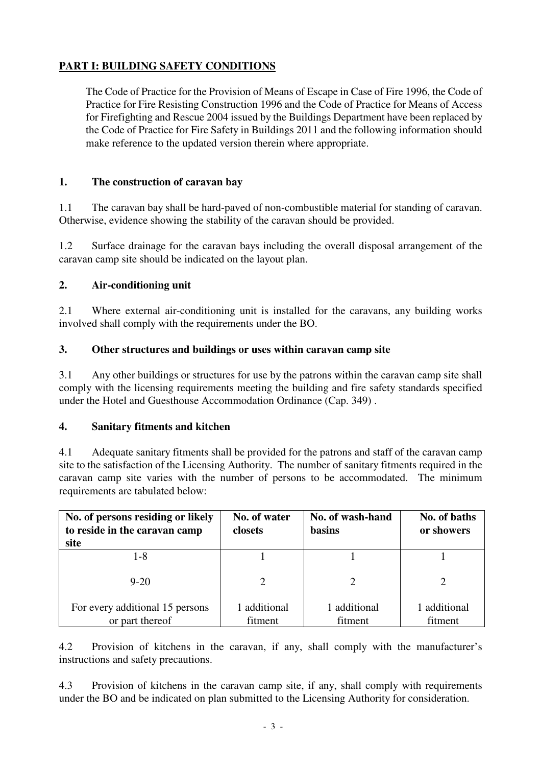## PART I: BUILDING SAFETY CONDITIONS

The Code of Practice for the Provision of Means of Escape in Case of Fire 1996, the Code of Practice for Fire Resisting Construction 1996 and the Code of Practice for Means of Access for Firefighting and Rescue 2004 issued by the Buildings Department have been replaced by the Code of Practice for Fire Safety in Buildings 2011 and the following information should make reference to the updated version therein where appropriate.

### 1. The construction of caravan bay

1.1 The caravan bay shall be hard-paved of non-combustible material for standing of caravan. Otherwise, evidence showing the stability of the caravan should be provided.

1.2 Surface drainage for the caravan bays including the overall disposal arrangement of the caravan camp site should be indicated on the layout plan.

### 2. Air-conditioning unit

2.1 Where external air-conditioning unit is installed for the caravans, any building works involved shall comply with the requirements under the BO.

### 3. Other structures and buildings or uses within caravan camp site

3.1 Any other buildings or structures for use by the patrons within the caravan camp site shall comply with the licensing requirements meeting the building and fire safety standards specified under the Hotel and Guesthouse Accommodation Ordinance (Cap. 349) .

### 4. Sanitary fitments and kitchen

4.1 Adequate sanitary fitments shall be provided for the patrons and staff of the caravan camp site to the satisfaction of the Licensing Authority. The number of sanitary fitments required in the caravan camp site varies with the number of persons to be accommodated. The minimum requirements are tabulated below:

| No. of persons residing or likely to reside in the caravan camp site | No. of water closets | No. of wash-hand basins | No. of baths or showers |
|---|---|---|---|
| 1-8 | 1 | 1 | 1 |
| 9-20 | 2 | 2 | 2 |
| For every additional 15 persons or part thereof | 1 additional fitment | 1 additional fitment | 1 additional fitment |

4.2 Provision of kitchens in the caravan, if any, shall comply with the manufacturer's instructions and safety precautions.

4.3 Provision of kitchens in the caravan camp site, if any, shall comply with requirements under the BO and be indicated on plan submitted to the Licensing Authority for consideration.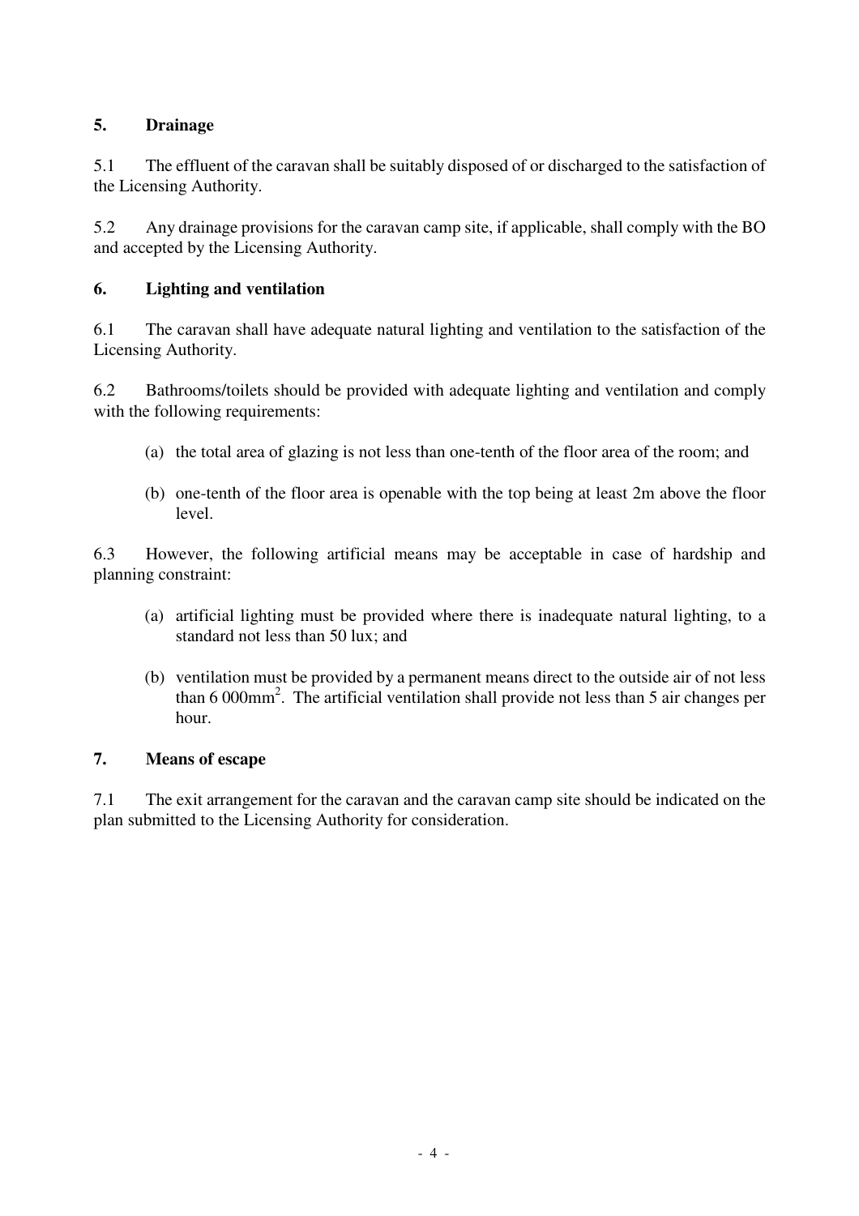## 5. Drainage

5.1 The effluent of the caravan shall be suitably disposed of or discharged to the satisfaction of the Licensing Authority.

5.2 Any drainage provisions for the caravan camp site, if applicable, shall comply with the BO and accepted by the Licensing Authority.

## 6. Lighting and ventilation

6.1 The caravan shall have adequate natural lighting and ventilation to the satisfaction of the Licensing Authority.

6.2 Bathrooms/toilets should be provided with adequate lighting and ventilation and comply with the following requirements:

(a) the total area of glazing is not less than one-tenth of the floor area of the room; and

(b) one-tenth of the floor area is openable with the top being at least 2m above the floor level.

6.3 However, the following artificial means may be acceptable in case of hardship and planning constraint:

(a) artificial lighting must be provided where there is inadequate natural lighting, to a standard not less than 50 lux; and

(b) ventilation must be provided by a permanent means direct to the outside air of not less than 6 000mm$^2$. The artificial ventilation shall provide not less than 5 air changes per hour.

## 7. Means of escape

7.1 The exit arrangement for the caravan and the caravan camp site should be indicated on the plan submitted to the Licensing Authority for consideration.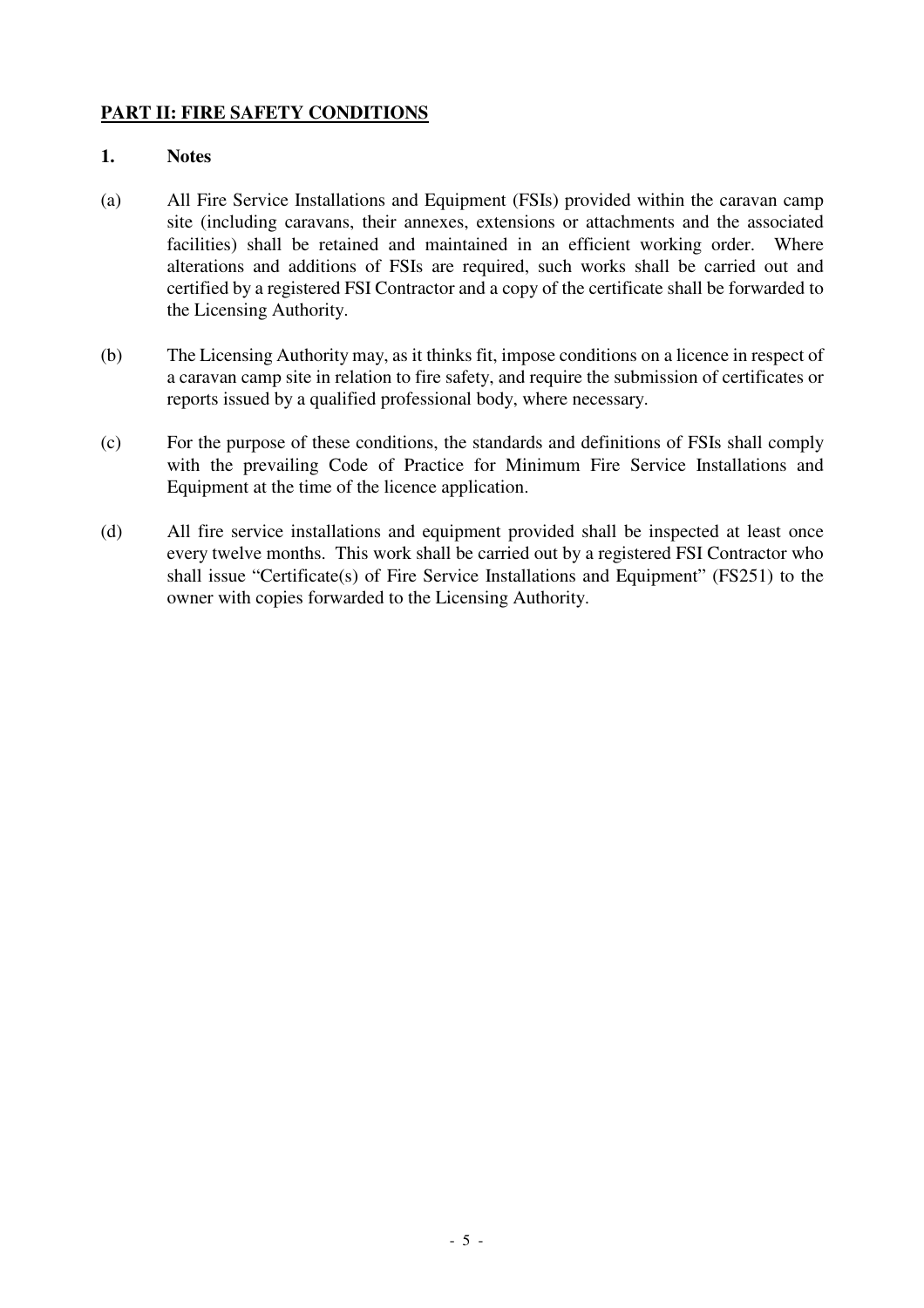## PART II: FIRE SAFETY CONDITIONS

### 1. Notes

(a) All Fire Service Installations and Equipment (FSIs) provided within the caravan camp site (including caravans, their annexes, extensions or attachments and the associated facilities) shall be retained and maintained in an efficient working order. Where alterations and additions of FSIs are required, such works shall be carried out and certified by a registered FSI Contractor and a copy of the certificate shall be forwarded to the Licensing Authority.

(b) The Licensing Authority may, as it thinks fit, impose conditions on a licence in respect of a caravan camp site in relation to fire safety, and require the submission of certificates or reports issued by a qualified professional body, where necessary.

(c) For the purpose of these conditions, the standards and definitions of FSIs shall comply with the prevailing Code of Practice for Minimum Fire Service Installations and Equipment at the time of the licence application.

(d) All fire service installations and equipment provided shall be inspected at least once every twelve months. This work shall be carried out by a registered FSI Contractor who shall issue "Certificate(s) of Fire Service Installations and Equipment" (FS251) to the owner with copies forwarded to the Licensing Authority.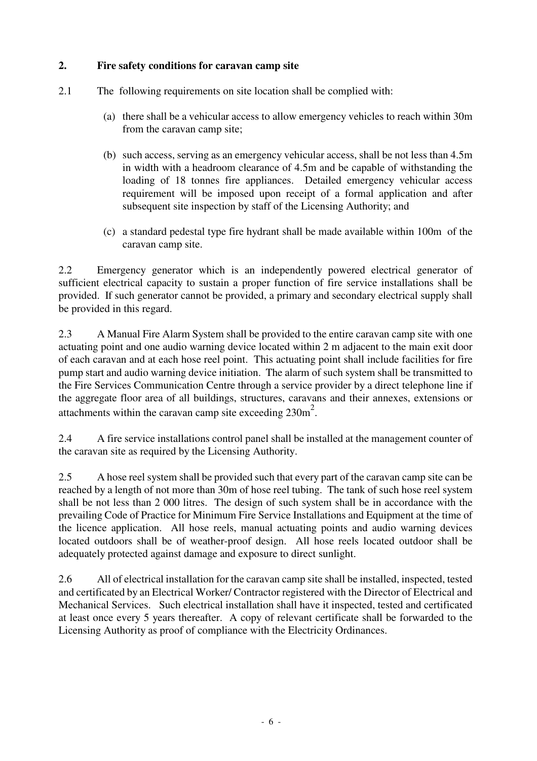## 2. Fire safety conditions for caravan camp site

2.1 The following requirements on site location shall be complied with:

(a) there shall be a vehicular access to allow emergency vehicles to reach within 30m from the caravan camp site;

(b) such access, serving as an emergency vehicular access, shall be not less than 4.5m in width with a headroom clearance of 4.5m and be capable of withstanding the loading of 18 tonnes fire appliances. Detailed emergency vehicular access requirement will be imposed upon receipt of a formal application and after subsequent site inspection by staff of the Licensing Authority; and

(c) a standard pedestal type fire hydrant shall be made available within 100m of the caravan camp site.

2.2 Emergency generator which is an independently powered electrical generator of sufficient electrical capacity to sustain a proper function of fire service installations shall be provided. If such generator cannot be provided, a primary and secondary electrical supply shall be provided in this regard.

2.3 A Manual Fire Alarm System shall be provided to the entire caravan camp site with one actuating point and one audio warning device located within 2 m adjacent to the main exit door of each caravan and at each hose reel point. This actuating point shall include facilities for fire pump start and audio warning device initiation. The alarm of such system shall be transmitted to the Fire Services Communication Centre through a service provider by a direct telephone line if the aggregate floor area of all buildings, structures, caravans and their annexes, extensions or attachments within the caravan camp site exceeding $230m^2$.

2.4 A fire service installations control panel shall be installed at the management counter of the caravan site as required by the Licensing Authority.

2.5 A hose reel system shall be provided such that every part of the caravan camp site can be reached by a length of not more than 30m of hose reel tubing. The tank of such hose reel system shall be not less than 2 000 litres. The design of such system shall be in accordance with the prevailing Code of Practice for Minimum Fire Service Installations and Equipment at the time of the licence application. All hose reels, manual actuating points and audio warning devices located outdoors shall be of weather-proof design. All hose reels located outdoor shall be adequately protected against damage and exposure to direct sunlight.

2.6 All of electrical installation for the caravan camp site shall be installed, inspected, tested and certificated by an Electrical Worker/ Contractor registered with the Director of Electrical and Mechanical Services. Such electrical installation shall have it inspected, tested and certificated at least once every 5 years thereafter. A copy of relevant certificate shall be forwarded to the Licensing Authority as proof of compliance with the Electricity Ordinances.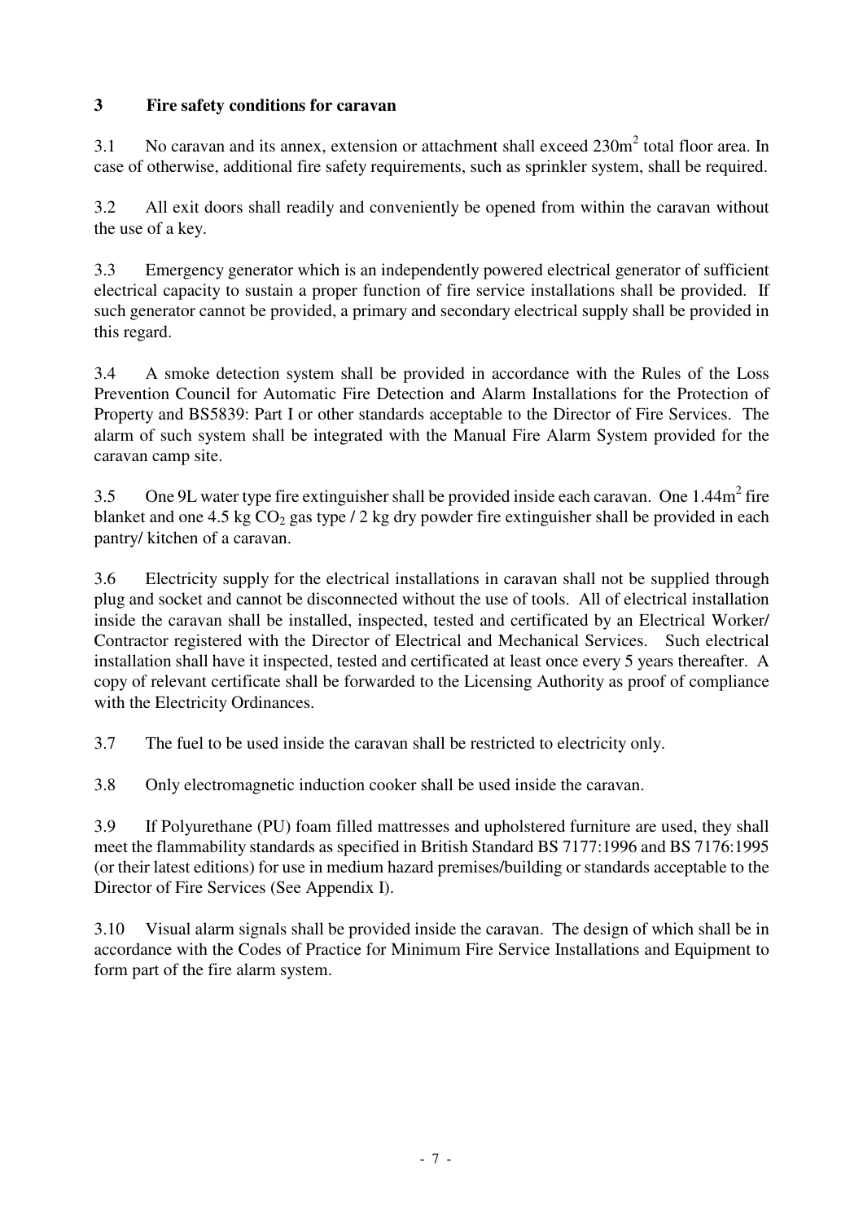## 3 Fire safety conditions for caravan

3.1 No caravan and its annex, extension or attachment shall exceed 230m$^2$ total floor area. In case of otherwise, additional fire safety requirements, such as sprinkler system, shall be required.

3.2 All exit doors shall readily and conveniently be opened from within the caravan without the use of a key.

3.3 Emergency generator which is an independently powered electrical generator of sufficient electrical capacity to sustain a proper function of fire service installations shall be provided. If such generator cannot be provided, a primary and secondary electrical supply shall be provided in this regard.

3.4 A smoke detection system shall be provided in accordance with the Rules of the Loss Prevention Council for Automatic Fire Detection and Alarm Installations for the Protection of Property and BS5839: Part I or other standards acceptable to the Director of Fire Services. The alarm of such system shall be integrated with the Manual Fire Alarm System provided for the caravan camp site.

3.5 One 9L water type fire extinguisher shall be provided inside each caravan. One 1.44m$^2$ fire blanket and one 4.5 kg $CO_2$ gas type / 2 kg dry powder fire extinguisher shall be provided in each pantry/ kitchen of a caravan.

3.6 Electricity supply for the electrical installations in caravan shall not be supplied through plug and socket and cannot be disconnected without the use of tools. All of electrical installation inside the caravan shall be installed, inspected, tested and certificated by an Electrical Worker/ Contractor registered with the Director of Electrical and Mechanical Services. Such electrical installation shall have it inspected, tested and certificated at least once every 5 years thereafter. A copy of relevant certificate shall be forwarded to the Licensing Authority as proof of compliance with the Electricity Ordinances.

3.7 The fuel to be used inside the caravan shall be restricted to electricity only.

3.8 Only electromagnetic induction cooker shall be used inside the caravan.

3.9 If Polyurethane (PU) foam filled mattresses and upholstered furniture are used, they shall meet the flammability standards as specified in British Standard BS 7177:1996 and BS 7176:1995 (or their latest editions) for use in medium hazard premises/building or standards acceptable to the Director of Fire Services (See Appendix I).

3.10 Visual alarm signals shall be provided inside the caravan. The design of which shall be in accordance with the Codes of Practice for Minimum Fire Service Installations and Equipment to form part of the fire alarm system.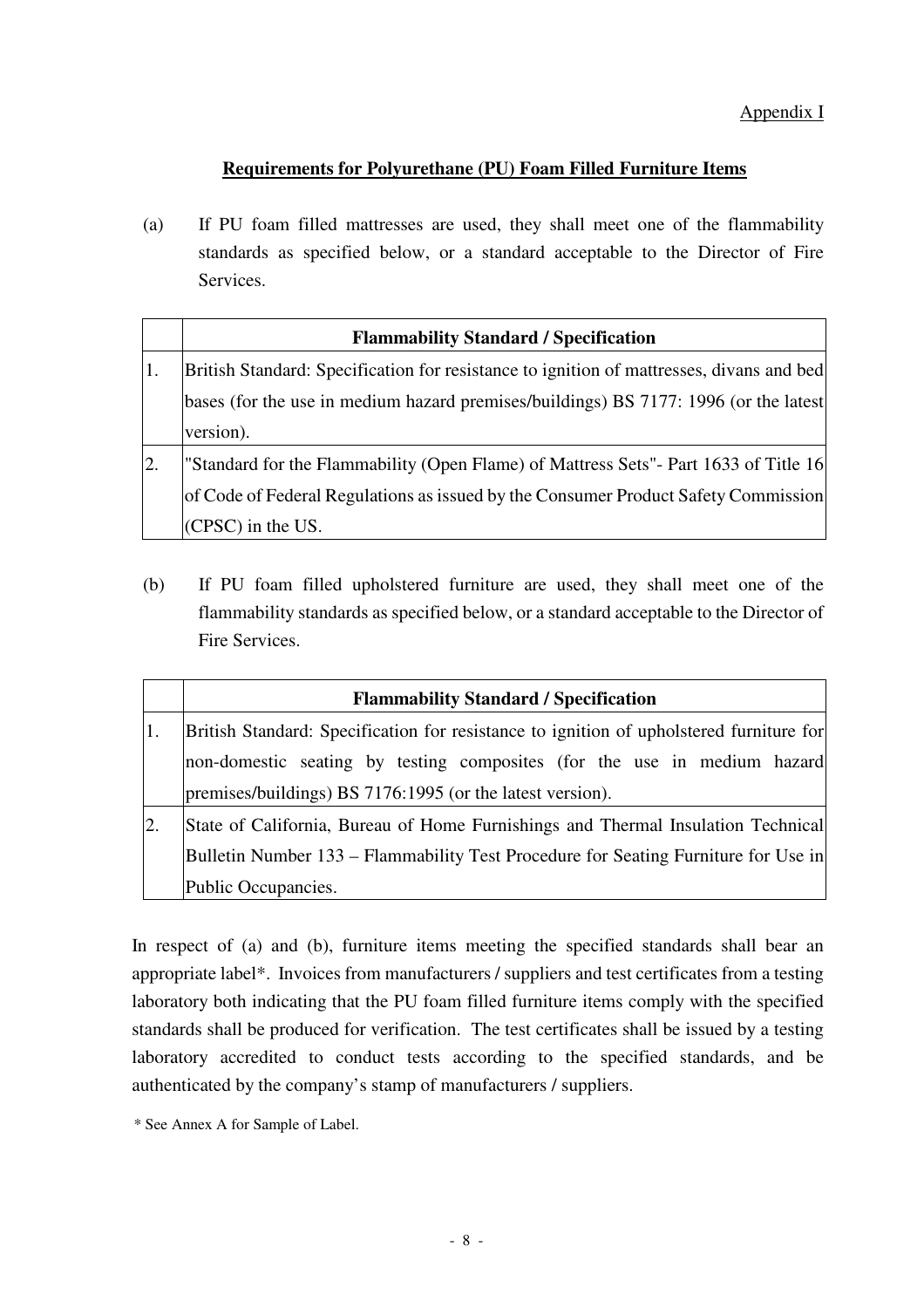Appendix I

## Requirements for Polyurethane (PU) Foam Filled Furniture Items

(a) If PU foam filled mattresses are used, they shall meet one of the flammability standards as specified below, or a standard acceptable to the Director of Fire Services.

| | Flammability Standard / Specification |
|---|---|
| 1. | British Standard: Specification for resistance to ignition of mattresses, divans and bed bases (for the use in medium hazard premises/buildings) BS 7177: 1996 (or the latest version). |
| 2. | "Standard for the Flammability (Open Flame) of Mattress Sets"- Part 1633 of Title 16 of Code of Federal Regulations as issued by the Consumer Product Safety Commission (CPSC) in the US. |

(b) If PU foam filled upholstered furniture are used, they shall meet one of the flammability standards as specified below, or a standard acceptable to the Director of Fire Services.

| | Flammability Standard / Specification |
|---|---|
| 1. | British Standard: Specification for resistance to ignition of upholstered furniture for non-domestic seating by testing composites (for the use in medium hazard premises/buildings) BS 7176:1995 (or the latest version). |
| 2. | State of California, Bureau of Home Furnishings and Thermal Insulation Technical Bulletin Number 133 – Flammability Test Procedure for Seating Furniture for Use in Public Occupancies. |

In respect of (a) and (b), furniture items meeting the specified standards shall bear an appropriate label*. Invoices from manufacturers / suppliers and test certificates from a testing laboratory both indicating that the PU foam filled furniture items comply with the specified standards shall be produced for verification. The test certificates shall be issued by a testing laboratory accredited to conduct tests according to the specified standards, and be authenticated by the company's stamp of manufacturers / suppliers.

* See Annex A for Sample of Label.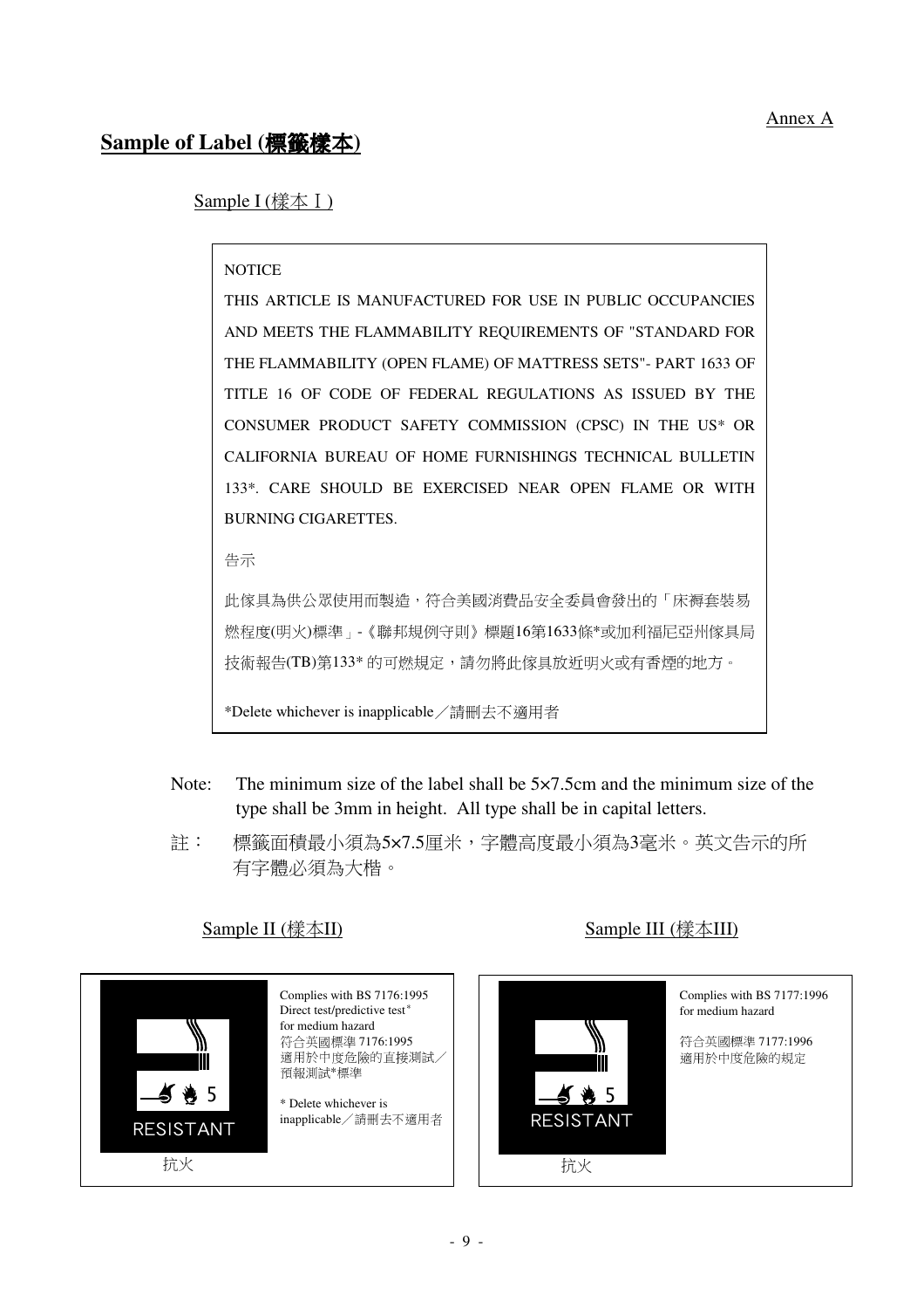Annex A

## Sample of Label (標籤樣本)

Sample I (樣本Ⅰ)

> NOTICE
>
> THIS ARTICLE IS MANUFACTURED FOR USE IN PUBLIC OCCUPANCIES AND MEETS THE FLAMMABILITY REQUIREMENTS OF "STANDARD FOR THE FLAMMABILITY (OPEN FLAME) OF MATTRESS SETS"- PART 1633 OF TITLE 16 OF CODE OF FEDERAL REGULATIONS AS ISSUED BY THE CONSUMER PRODUCT SAFETY COMMISSION (CPSC) IN THE US* OR CALIFORNIA BUREAU OF HOME FURNISHINGS TECHNICAL BULLETIN 133*. CARE SHOULD BE EXERCISED NEAR OPEN FLAME OR WITH BURNING CIGARETTES.
>
> 告示
>
> 此傢具為供公眾使用而製造，符合美國消費品安全委員會發出的「床褥套裝易燃程度(明火)標準」-《聯邦規例守則》標題16第1633條*或加利福尼亞州傢具局技術報告(TB)第133* 的可燃規定，請勿將此傢具放近明火或有香煙的地方。
>
> *Delete whichever is inapplicable／請刪去不適用者

Note: The minimum size of the label shall be 5×7.5cm and the minimum size of the type shall be 3mm in height. All type shall be in capital letters.

註： 標籤面積最小須為5×7.5厘米，字體高度最小須為3毫米。英文告示的所有字體必須為大楷。

Sample II (樣本II)

> RESISTANT
>
> 抗火
>
> Complies with BS 7176:1995
> Direct test/predictive test*
> for medium hazard
> 符合英國標準 7176:1995
> 適用於中度危險的直接測試／預報測試*標準
>
> * Delete whichever is inapplicable／請刪去不適用者

Sample III (樣本III)

> RESISTANT
>
> 抗火
>
> Complies with BS 7177:1996
> for medium hazard
>
> 符合英國標準 7177:1996
> 適用於中度危險的規定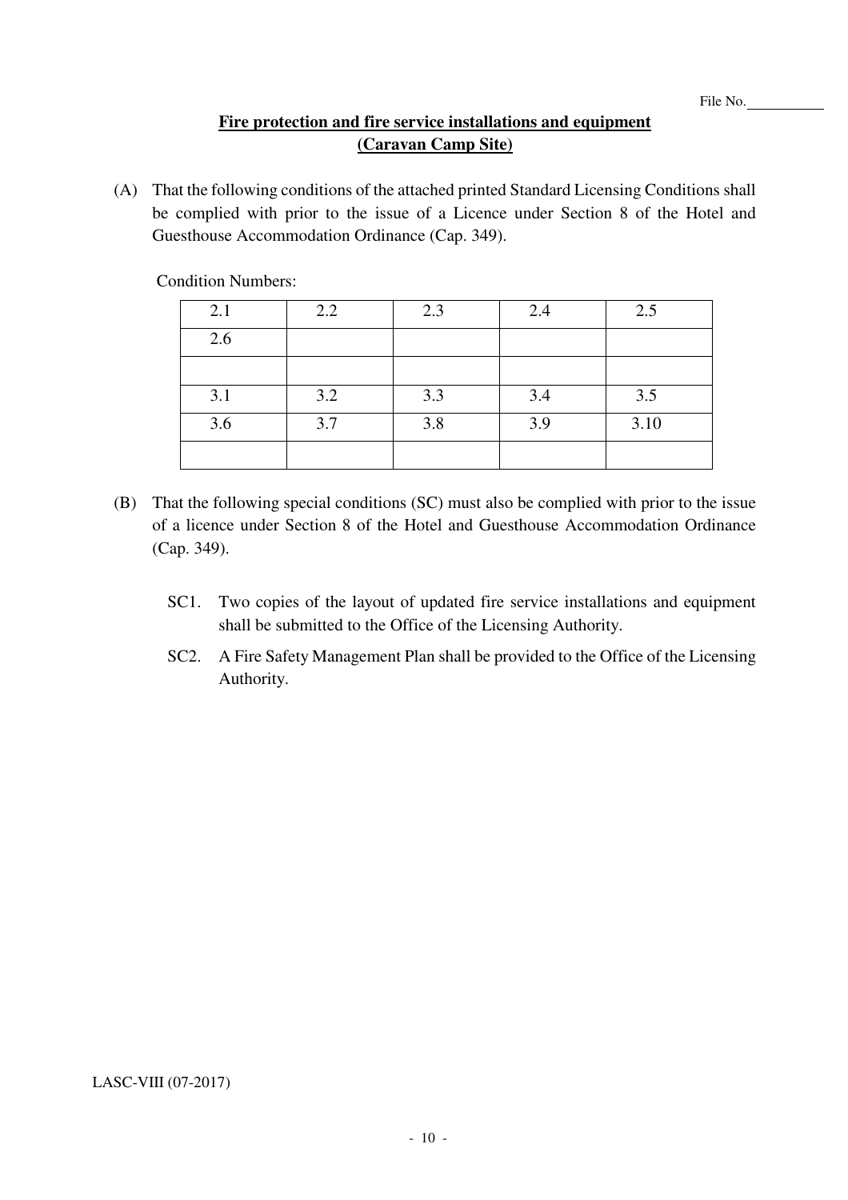File No.\_\_\_\_\_\_\_\_\_\_

**Fire protection and fire service installations and equipment**
**(Caravan Camp Site)**

(A) That the following conditions of the attached printed Standard Licensing Conditions shall be complied with prior to the issue of a Licence under Section 8 of the Hotel and Guesthouse Accommodation Ordinance (Cap. 349).

Condition Numbers:

| | | | | |
|---|---|---|---|---|
| 2.1 | 2.2 | 2.3 | 2.4 | 2.5 |
| 2.6 | | | | |
| | | | | |
| 3.1 | 3.2 | 3.3 | 3.4 | 3.5 |
| 3.6 | 3.7 | 3.8 | 3.9 | 3.10 |
| | | | | |

(B) That the following special conditions (SC) must also be complied with prior to the issue of a licence under Section 8 of the Hotel and Guesthouse Accommodation Ordinance (Cap. 349).

SC1. Two copies of the layout of updated fire service installations and equipment shall be submitted to the Office of the Licensing Authority.

SC2. A Fire Safety Management Plan shall be provided to the Office of the Licensing Authority.

LASC-VIII (07-2017)